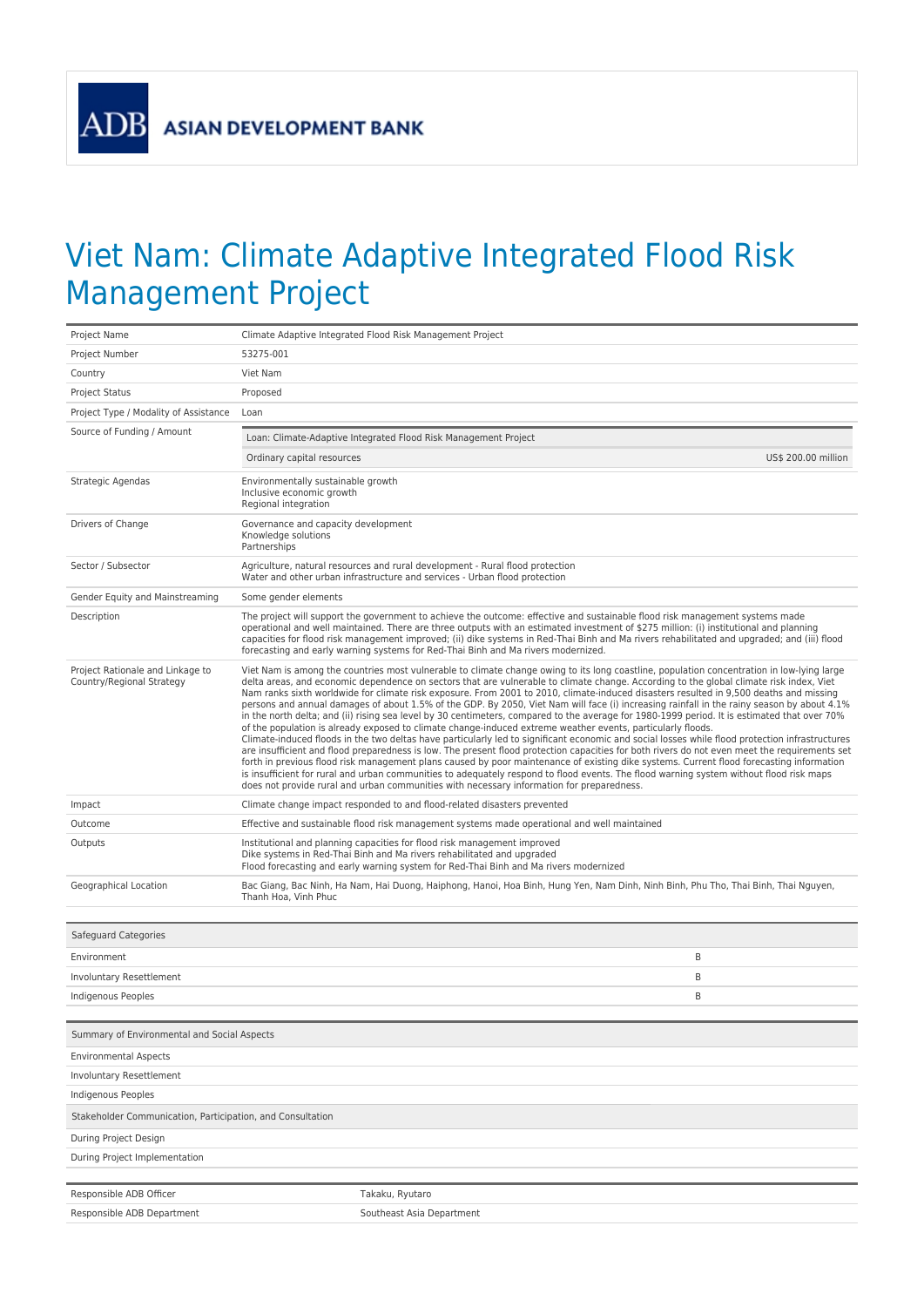ADB ASIAN DEVELOPMENT BANK

# Viet Nam: Climate Adaptive Integrated Flood Risk Management Project

| | |
|---|---|
| Project Name | Climate Adaptive Integrated Flood Risk Management Project |
| Project Number | 53275-001 |
| Country | Viet Nam |
| Project Status | Proposed |
| Project Type / Modality of Assistance | Loan |
| Source of Funding / Amount | Loan: Climate-Adaptive Integrated Flood Risk Management Project<br>Ordinary capital resources US$ 200.00 million |
| Strategic Agendas | Environmentally sustainable growth<br>Inclusive economic growth<br>Regional integration |
| Drivers of Change | Governance and capacity development<br>Knowledge solutions<br>Partnerships |
| Sector / Subsector | Agriculture, natural resources and rural development - Rural flood protection<br>Water and other urban infrastructure and services - Urban flood protection |
| Gender Equity and Mainstreaming | Some gender elements |
| Description | The project will support the government to achieve the outcome: effective and sustainable flood risk management systems made operational and well maintained. There are three outputs with an estimated investment of $275 million: (i) institutional and planning capacities for flood risk management improved; (ii) dike systems in Red-Thai Binh and Ma rivers rehabilitated and upgraded; and (iii) flood forecasting and early warning systems for Red-Thai Binh and Ma rivers modernized. |
| Project Rationale and Linkage to Country/Regional Strategy | Viet Nam is among the countries most vulnerable to climate change owing to its long coastline, population concentration in low-lying large delta areas, and economic dependence on sectors that are vulnerable to climate change. According to the global climate risk index, Viet Nam ranks sixth worldwide for climate risk exposure. From 2001 to 2010, climate-induced disasters resulted in 9,500 deaths and missing persons and annual damages of about 1.5% of the GDP. By 2050, Viet Nam will face (i) increasing rainfall in the rainy season by about 4.1% in the north delta; and (ii) rising sea level by 30 centimeters, compared to the average for 1980-1999 period. It is estimated that over 70% of the population is already exposed to climate change-induced extreme weather events, particularly floods.<br>Climate-induced floods in the two deltas have particularly led to significant economic and social losses while flood protection infrastructures are insufficient and flood preparedness is low. The present flood protection capacities for both rivers do not even meet the requirements set forth in previous flood risk management plans caused by poor maintenance of existing dike systems. Current flood forecasting information is insufficient for rural and urban communities to adequately respond to flood events. The flood warning system without flood risk maps does not provide rural and urban communities with necessary information for preparedness. |
| Impact | Climate change impact responded to and flood-related disasters prevented |
| Outcome | Effective and sustainable flood risk management systems made operational and well maintained |
| Outputs | Institutional and planning capacities for flood risk management improved<br>Dike systems in Red-Thai Binh and Ma rivers rehabilitated and upgraded<br>Flood forecasting and early warning system for Red-Thai Binh and Ma rivers modernized |
| Geographical Location | Bac Giang, Bac Ninh, Ha Nam, Hai Duong, Haiphong, Hanoi, Hoa Binh, Hung Yen, Nam Dinh, Ninh Binh, Phu Tho, Thai Binh, Thai Nguyen, Thanh Hoa, Vinh Phuc |

| Safeguard Categories | |
|---|---|
| Environment | B |
| Involuntary Resettlement | B |
| Indigenous Peoples | B |

| Summary of Environmental and Social Aspects | |
|---|---|
| Environmental Aspects | |
| Involuntary Resettlement | |
| Indigenous Peoples | |
| **Stakeholder Communication, Participation, and Consultation** | |
| During Project Design | |
| During Project Implementation | |

| | |
|---|---|
| Responsible ADB Officer | Takaku, Ryutaro |
| Responsible ADB Department | Southeast Asia Department |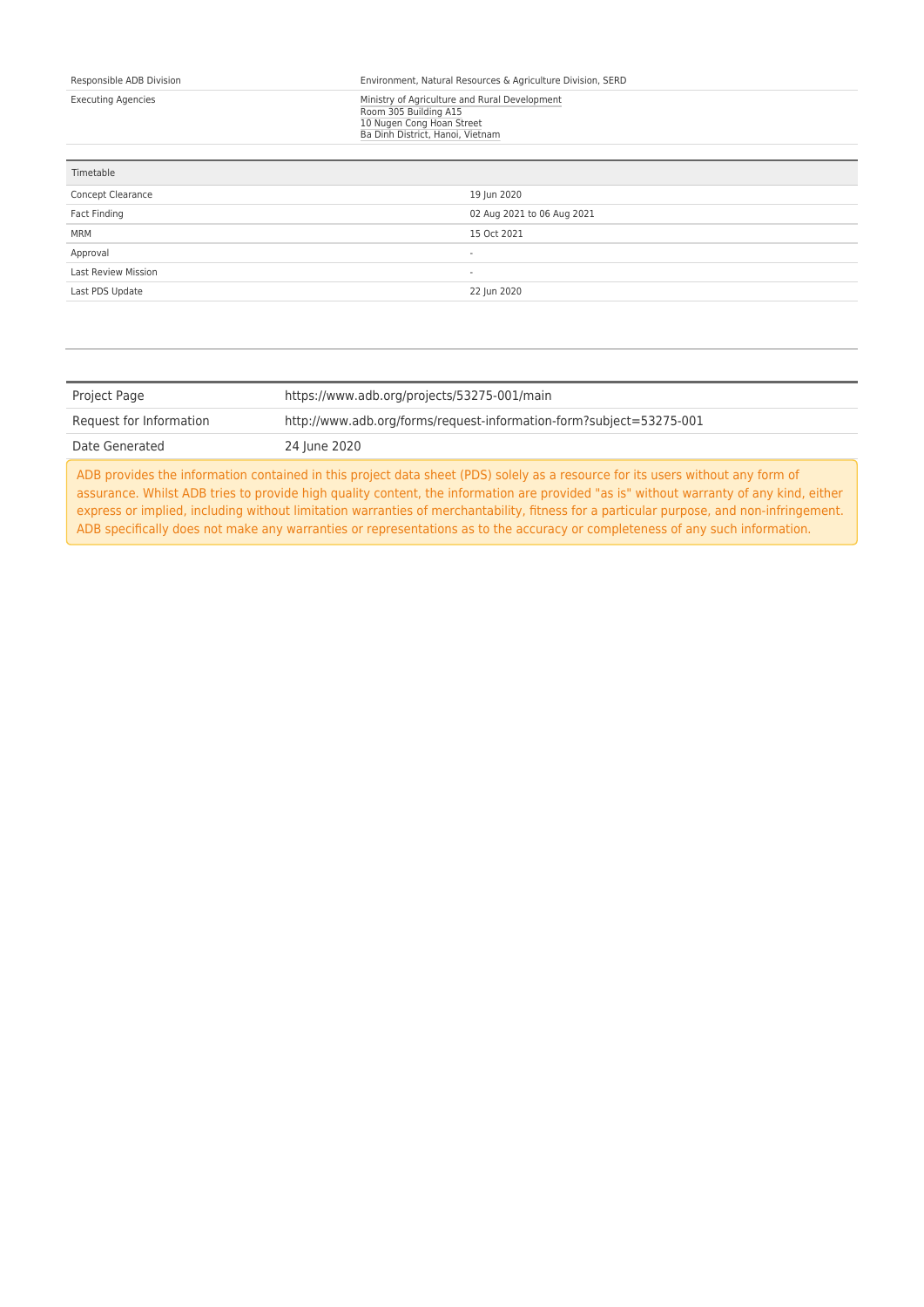| | |
|---|---|
| Responsible ADB Division | Environment, Natural Resources & Agriculture Division, SERD |
| Executing Agencies | Ministry of Agriculture and Rural Development<br>Room 305 Building A15<br>10 Nugen Cong Hoan Street<br>Ba Dinh District, Hanoi, Vietnam |

| Timetable | |
|---|---|
| Concept Clearance | 19 Jun 2020 |
| Fact Finding | 02 Aug 2021 to 06 Aug 2021 |
| MRM | 15 Oct 2021 |
| Approval | - |
| Last Review Mission | - |
| Last PDS Update | 22 Jun 2020 |

| | |
|---|---|
| Project Page | https://www.adb.org/projects/53275-001/main |
| Request for Information | http://www.adb.org/forms/request-information-form?subject=53275-001 |
| Date Generated | 24 June 2020 |

ADB provides the information contained in this project data sheet (PDS) solely as a resource for its users without any form of assurance. Whilst ADB tries to provide high quality content, the information are provided "as is" without warranty of any kind, either express or implied, including without limitation warranties of merchantability, fitness for a particular purpose, and non-infringement. ADB specifically does not make any warranties or representations as to the accuracy or completeness of any such information.